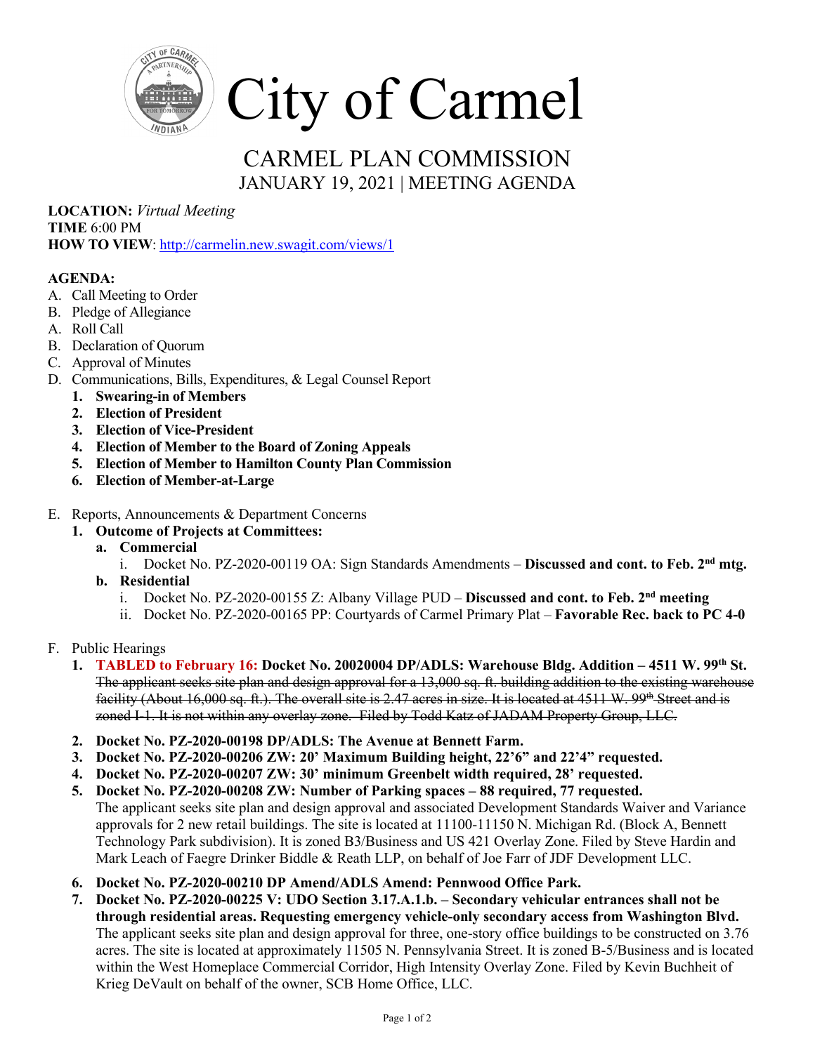# City of Carmel

## CARMEL PLAN COMMISSION

JANUARY 19, 2021 | MEETING AGENDA

**LOCATION:** *Virtual Meeting*
**TIME** 6:00 PM
**HOW TO VIEW**: http://carmelin.new.swagit.com/views/1

**AGENDA:**

A. Call Meeting to Order
B. Pledge of Allegiance
A. Roll Call
B. Declaration of Quorum
C. Approval of Minutes
D. Communications, Bills, Expenditures, & Legal Counsel Report
   1. **Swearing-in of Members**
   2. **Election of President**
   3. **Election of Vice-President**
   4. **Election of Member to the Board of Zoning Appeals**
   5. **Election of Member to Hamilton County Plan Commission**
   6. **Election of Member-at-Large**

E. Reports, Announcements & Department Concerns
   1. **Outcome of Projects at Committees:**
      a. **Commercial**
         i. Docket No. PZ-2020-00119 OA: Sign Standards Amendments – **Discussed and cont. to Feb. 2nd mtg.**
      b. **Residential**
         i. Docket No. PZ-2020-00155 Z: Albany Village PUD – **Discussed and cont. to Feb. 2nd meeting**
         ii. Docket No. PZ-2020-00165 PP: Courtyards of Carmel Primary Plat – **Favorable Rec. back to PC 4-0**

F. Public Hearings
   1. **TABLED to February 16: Docket No. 20020004 DP/ADLS: Warehouse Bldg. Addition – 4511 W. 99th St.**
      ~~The applicant seeks site plan and design approval for a 13,000 sq. ft. building addition to the existing warehouse facility (About 16,000 sq. ft.). The overall site is 2.47 acres in size. It is located at 4511 W. 99th Street and is zoned I-1. It is not within any overlay zone. Filed by Todd Katz of JADAM Property Group, LLC.~~
   2. **Docket No. PZ-2020-00198 DP/ADLS: The Avenue at Bennett Farm.**
   3. **Docket No. PZ-2020-00206 ZW: 20' Maximum Building height, 22'6" and 22'4" requested.**
   4. **Docket No. PZ-2020-00207 ZW: 30' minimum Greenbelt width required, 28' requested.**
   5. **Docket No. PZ-2020-00208 ZW: Number of Parking spaces – 88 required, 77 requested.**
      The applicant seeks site plan and design approval and associated Development Standards Waiver and Variance approvals for 2 new retail buildings. The site is located at 11100-11150 N. Michigan Rd. (Block A, Bennett Technology Park subdivision). It is zoned B3/Business and US 421 Overlay Zone. Filed by Steve Hardin and Mark Leach of Faegre Drinker Biddle & Reath LLP, on behalf of Joe Farr of JDF Development LLC.
   6. **Docket No. PZ-2020-00210 DP Amend/ADLS Amend: Pennwood Office Park.**
   7. **Docket No. PZ-2020-00225 V: UDO Section 3.17.A.1.b. – Secondary vehicular entrances shall not be through residential areas. Requesting emergency vehicle-only secondary access from Washington Blvd.**
      The applicant seeks site plan and design approval for three, one-story office buildings to be constructed on 3.76 acres. The site is located at approximately 11505 N. Pennsylvania Street. It is zoned B-5/Business and is located within the West Homeplace Commercial Corridor, High Intensity Overlay Zone. Filed by Kevin Buchheit of Krieg DeVault on behalf of the owner, SCB Home Office, LLC.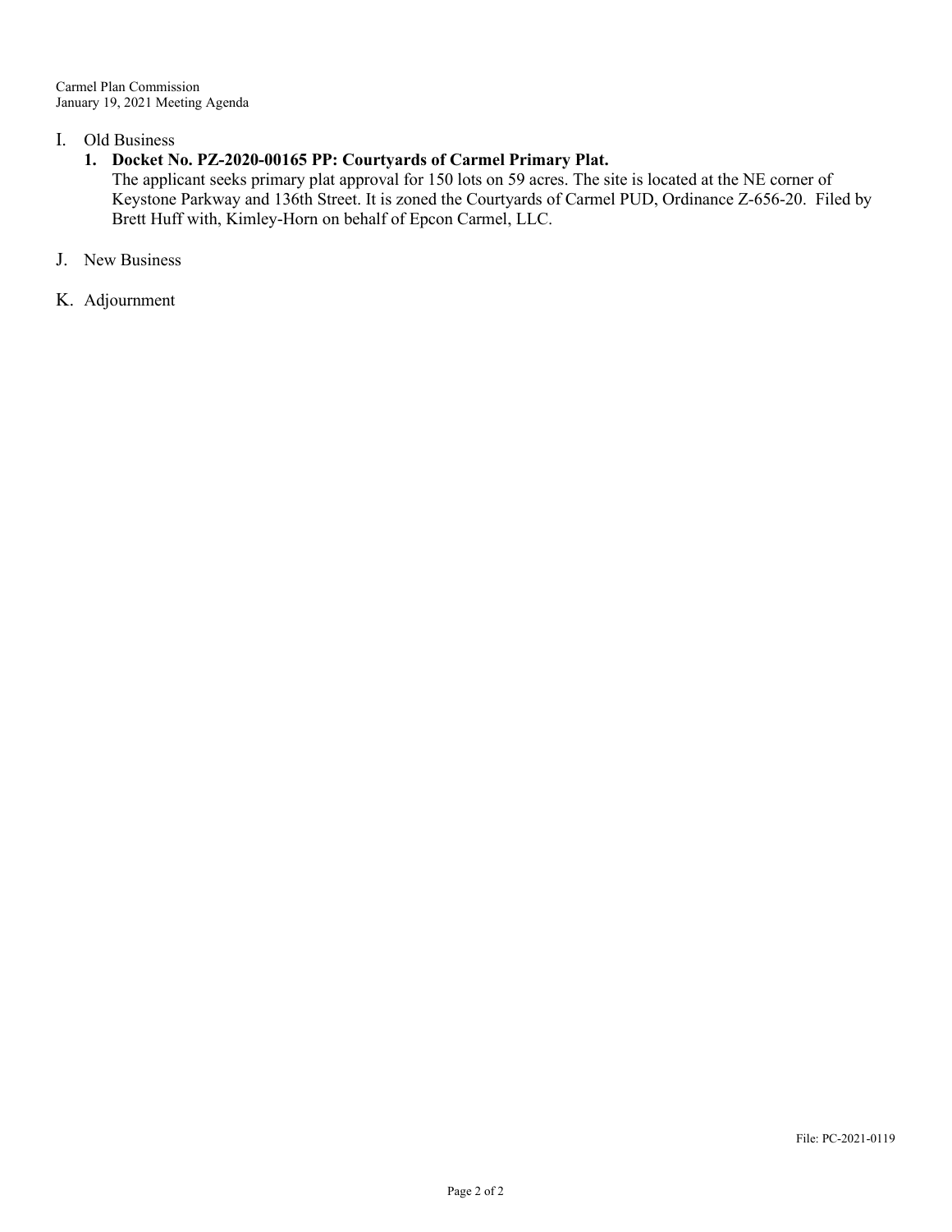I. Old Business

1. **Docket No. PZ-2020-00165 PP: Courtyards of Carmel Primary Plat.**
   The applicant seeks primary plat approval for 150 lots on 59 acres. The site is located at the NE corner of Keystone Parkway and 136th Street. It is zoned the Courtyards of Carmel PUD, Ordinance Z-656-20. Filed by Brett Huff with, Kimley-Horn on behalf of Epcon Carmel, LLC.

J. New Business

K. Adjournment

File: PC-2021-0119